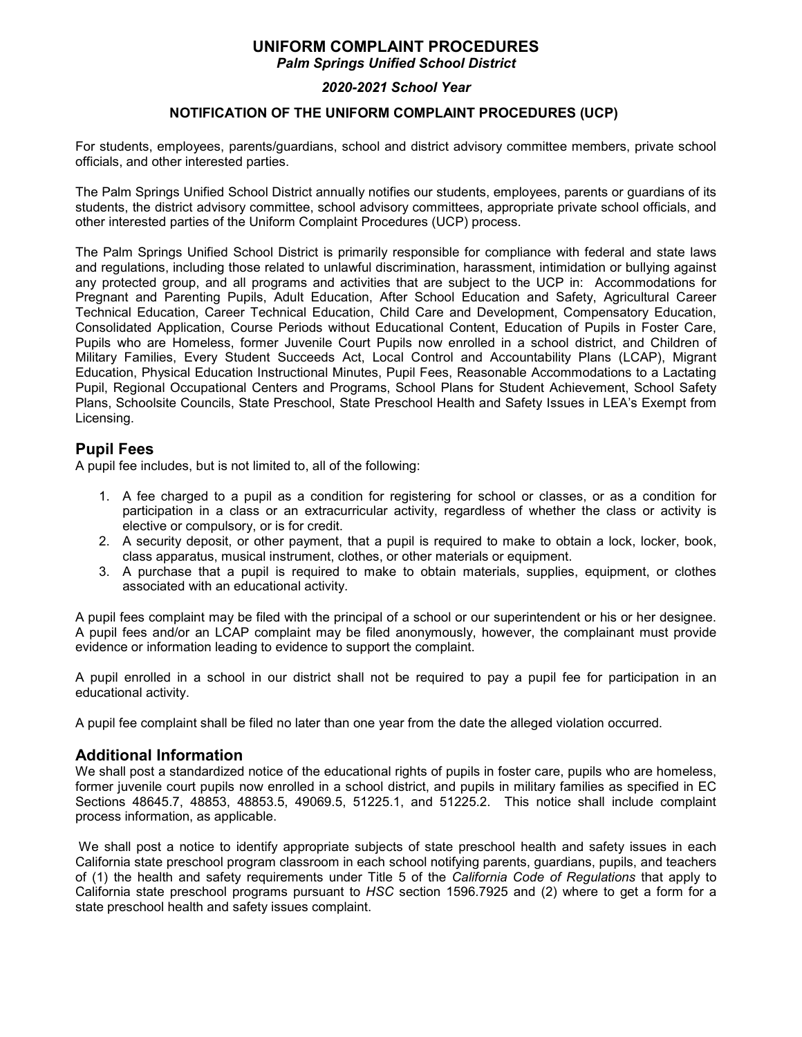# UNIFORM COMPLAINT PROCEDURES

***Palm Springs Unified School District***

***2020-2021 School Year***

**NOTIFICATION OF THE UNIFORM COMPLAINT PROCEDURES (UCP)**

For students, employees, parents/guardians, school and district advisory committee members, private school officials, and other interested parties.

The Palm Springs Unified School District annually notifies our students, employees, parents or guardians of its students, the district advisory committee, school advisory committees, appropriate private school officials, and other interested parties of the Uniform Complaint Procedures (UCP) process.

The Palm Springs Unified School District is primarily responsible for compliance with federal and state laws and regulations, including those related to unlawful discrimination, harassment, intimidation or bullying against any protected group, and all programs and activities that are subject to the UCP in: Accommodations for Pregnant and Parenting Pupils, Adult Education, After School Education and Safety, Agricultural Career Technical Education, Career Technical Education, Child Care and Development, Compensatory Education, Consolidated Application, Course Periods without Educational Content, Education of Pupils in Foster Care, Pupils who are Homeless, former Juvenile Court Pupils now enrolled in a school district, and Children of Military Families, Every Student Succeeds Act, Local Control and Accountability Plans (LCAP), Migrant Education, Physical Education Instructional Minutes, Pupil Fees, Reasonable Accommodations to a Lactating Pupil, Regional Occupational Centers and Programs, School Plans for Student Achievement, School Safety Plans, Schoolsite Councils, State Preschool, State Preschool Health and Safety Issues in LEA's Exempt from Licensing.

## Pupil Fees

A pupil fee includes, but is not limited to, all of the following:

1. A fee charged to a pupil as a condition for registering for school or classes, or as a condition for participation in a class or an extracurricular activity, regardless of whether the class or activity is elective or compulsory, or is for credit.
2. A security deposit, or other payment, that a pupil is required to make to obtain a lock, locker, book, class apparatus, musical instrument, clothes, or other materials or equipment.
3. A purchase that a pupil is required to make to obtain materials, supplies, equipment, or clothes associated with an educational activity.

A pupil fees complaint may be filed with the principal of a school or our superintendent or his or her designee. A pupil fees and/or an LCAP complaint may be filed anonymously, however, the complainant must provide evidence or information leading to evidence to support the complaint.

A pupil enrolled in a school in our district shall not be required to pay a pupil fee for participation in an educational activity.

A pupil fee complaint shall be filed no later than one year from the date the alleged violation occurred.

## Additional Information

We shall post a standardized notice of the educational rights of pupils in foster care, pupils who are homeless, former juvenile court pupils now enrolled in a school district, and pupils in military families as specified in EC Sections 48645.7, 48853, 48853.5, 49069.5, 51225.1, and 51225.2. This notice shall include complaint process information, as applicable.

We shall post a notice to identify appropriate subjects of state preschool health and safety issues in each California state preschool program classroom in each school notifying parents, guardians, pupils, and teachers of (1) the health and safety requirements under Title 5 of the *California Code of Regulations* that apply to California state preschool programs pursuant to *HSC* section 1596.7925 and (2) where to get a form for a state preschool health and safety issues complaint.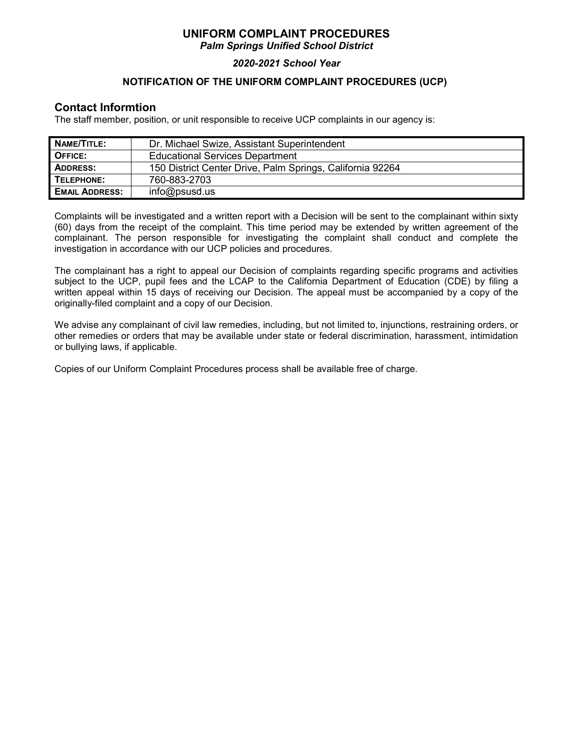# UNIFORM COMPLAINT PROCEDURES

***Palm Springs Unified School District***

***2020-2021 School Year***

**NOTIFICATION OF THE UNIFORM COMPLAINT PROCEDURES (UCP)**

## Contact Informtion

The staff member, position, or unit responsible to receive UCP complaints in our agency is:

| | |
|---|---|
| **NAME/TITLE:** | Dr. Michael Swize, Assistant Superintendent |
| **OFFICE:** | Educational Services Department |
| **ADDRESS:** | 150 District Center Drive, Palm Springs, California 92264 |
| **TELEPHONE:** | 760-883-2703 |
| **EMAIL ADDRESS:** | info@psusd.us |

Complaints will be investigated and a written report with a Decision will be sent to the complainant within sixty (60) days from the receipt of the complaint. This time period may be extended by written agreement of the complainant. The person responsible for investigating the complaint shall conduct and complete the investigation in accordance with our UCP policies and procedures.

The complainant has a right to appeal our Decision of complaints regarding specific programs and activities subject to the UCP, pupil fees and the LCAP to the California Department of Education (CDE) by filing a written appeal within 15 days of receiving our Decision. The appeal must be accompanied by a copy of the originally-filed complaint and a copy of our Decision.

We advise any complainant of civil law remedies, including, but not limited to, injunctions, restraining orders, or other remedies or orders that may be available under state or federal discrimination, harassment, intimidation or bullying laws, if applicable.

Copies of our Uniform Complaint Procedures process shall be available free of charge.